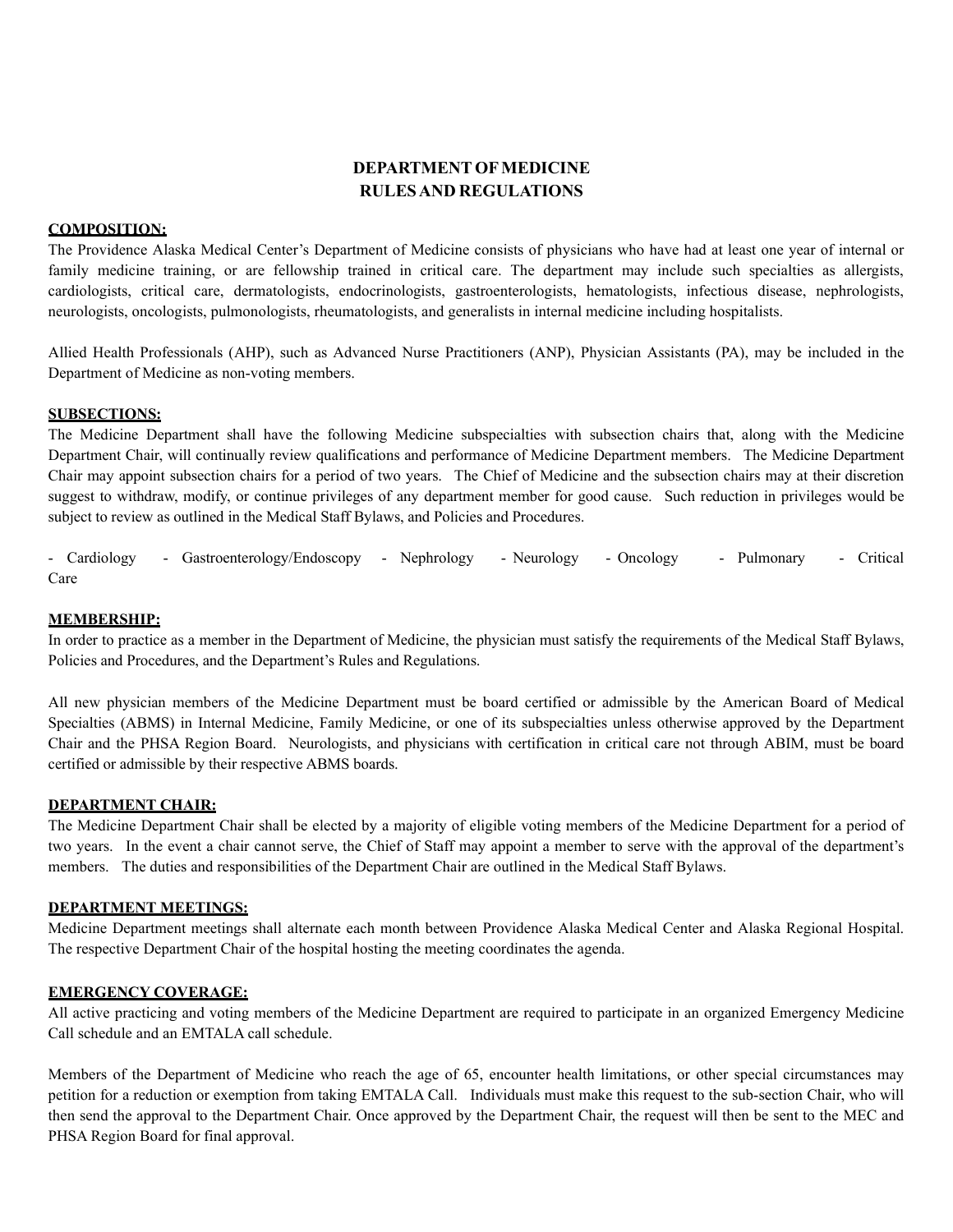# DEPARTMENT OF MEDICINE
# RULES AND REGULATIONS

## COMPOSITION:

The Providence Alaska Medical Center's Department of Medicine consists of physicians who have had at least one year of internal or family medicine training, or are fellowship trained in critical care. The department may include such specialties as allergists, cardiologists, critical care, dermatologists, endocrinologists, gastroenterologists, hematologists, infectious disease, nephrologists, neurologists, oncologists, pulmonologists, rheumatologists, and generalists in internal medicine including hospitalists.

Allied Health Professionals (AHP), such as Advanced Nurse Practitioners (ANP), Physician Assistants (PA), may be included in the Department of Medicine as non-voting members.

## SUBSECTIONS:

The Medicine Department shall have the following Medicine subspecialties with subsection chairs that, along with the Medicine Department Chair, will continually review qualifications and performance of Medicine Department members. The Medicine Department Chair may appoint subsection chairs for a period of two years. The Chief of Medicine and the subsection chairs may at their discretion suggest to withdraw, modify, or continue privileges of any department member for good cause. Such reduction in privileges would be subject to review as outlined in the Medical Staff Bylaws, and Policies and Procedures.

- Cardiology - Gastroenterology/Endoscopy - Nephrology - Neurology - Oncology - Pulmonary - Critical Care

## MEMBERSHIP:

In order to practice as a member in the Department of Medicine, the physician must satisfy the requirements of the Medical Staff Bylaws, Policies and Procedures, and the Department's Rules and Regulations.

All new physician members of the Medicine Department must be board certified or admissible by the American Board of Medical Specialties (ABMS) in Internal Medicine, Family Medicine, or one of its subspecialties unless otherwise approved by the Department Chair and the PHSA Region Board. Neurologists, and physicians with certification in critical care not through ABIM, must be board certified or admissible by their respective ABMS boards.

## DEPARTMENT CHAIR:

The Medicine Department Chair shall be elected by a majority of eligible voting members of the Medicine Department for a period of two years. In the event a chair cannot serve, the Chief of Staff may appoint a member to serve with the approval of the department's members. The duties and responsibilities of the Department Chair are outlined in the Medical Staff Bylaws.

## DEPARTMENT MEETINGS:

Medicine Department meetings shall alternate each month between Providence Alaska Medical Center and Alaska Regional Hospital. The respective Department Chair of the hospital hosting the meeting coordinates the agenda.

## EMERGENCY COVERAGE:

All active practicing and voting members of the Medicine Department are required to participate in an organized Emergency Medicine Call schedule and an EMTALA call schedule.

Members of the Department of Medicine who reach the age of 65, encounter health limitations, or other special circumstances may petition for a reduction or exemption from taking EMTALA Call. Individuals must make this request to the sub-section Chair, who will then send the approval to the Department Chair. Once approved by the Department Chair, the request will then be sent to the MEC and PHSA Region Board for final approval.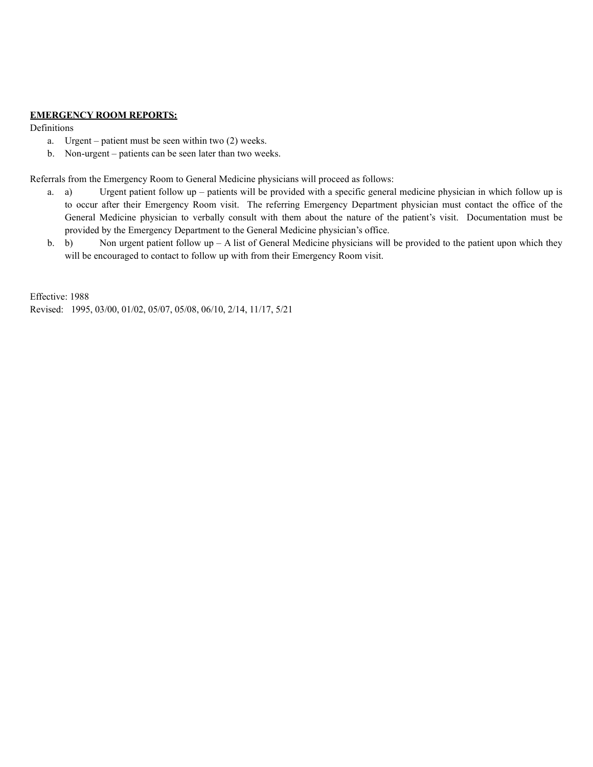**EMERGENCY ROOM REPORTS:**

Definitions

a. Urgent – patient must be seen within two (2) weeks.
b. Non-urgent – patients can be seen later than two weeks.

Referrals from the Emergency Room to General Medicine physicians will proceed as follows:

a. a) Urgent patient follow up – patients will be provided with a specific general medicine physician in which follow up is to occur after their Emergency Room visit. The referring Emergency Department physician must contact the office of the General Medicine physician to verbally consult with them about the nature of the patient's visit. Documentation must be provided by the Emergency Department to the General Medicine physician's office.
b. b) Non urgent patient follow up – A list of General Medicine physicians will be provided to the patient upon which they will be encouraged to contact to follow up with from their Emergency Room visit.

Effective: 1988
Revised: 1995, 03/00, 01/02, 05/07, 05/08, 06/10, 2/14, 11/17, 5/21